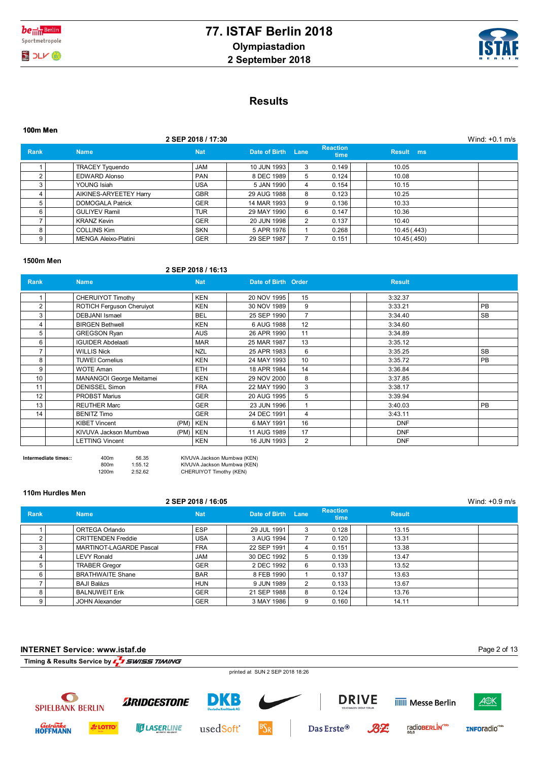# 77. ISTAF Berlin 2018

**Olympiastadion**

**2 September 2018**

## Results

### 100m Men

2 SEP 2018 / 17:30 — Wind: +0.1 m/s

| Rank | Name | Nat | Date of Birth | Lane | Reaction time | Result | ms |
|---|---|---|---|---|---|---|---|
| 1 | TRACEY Tyquendo | JAM | 10 JUN 1993 | 3 | 0.149 | 10.05 | |
| 2 | EDWARD Alonso | PAN | 8 DEC 1989 | 5 | 0.124 | 10.08 | |
| 3 | YOUNG Isiah | USA | 5 JAN 1990 | 4 | 0.154 | 10.15 | |
| 4 | AIKINES-ARYEETEY Harry | GBR | 29 AUG 1988 | 8 | 0.123 | 10.25 | |
| 5 | DOMOGALA Patrick | GER | 14 MAR 1993 | 9 | 0.136 | 10.33 | |
| 6 | GULIYEV Ramil | TUR | 29 MAY 1990 | 6 | 0.147 | 10.36 | |
| 7 | KRANZ Kevin | GER | 20 JUN 1998 | 2 | 0.137 | 10.40 | |
| 8 | COLLINS Kim | SKN | 5 APR 1976 | 1 | 0.268 | 10.45 (.443) | |
| 9 | MENGA Aleixo-Platini | GER | 29 SEP 1987 | 7 | 0.151 | 10.45 (.450) | |

### 1500m Men

2 SEP 2018 / 16:13

| Rank | Name | | Nat | Date of Birth | Order | Result | |
|---|---|---|---|---|---|---|---|
| 1 | CHERUIYOT Timothy | | KEN | 20 NOV 1995 | 15 | 3:32.37 | |
| 2 | ROTICH Ferguson Cheruiyot | | KEN | 30 NOV 1989 | 9 | 3:33.21 | PB |
| 3 | DEBJANI Ismael | | BEL | 25 SEP 1990 | 7 | 3:34.40 | SB |
| 4 | BIRGEN Bethwell | | KEN | 6 AUG 1988 | 12 | 3:34.60 | |
| 5 | GREGSON Ryan | | AUS | 26 APR 1990 | 11 | 3:34.89 | |
| 6 | IGUIDER Abdelaati | | MAR | 25 MAR 1987 | 13 | 3:35.12 | |
| 7 | WILLIS Nick | | NZL | 25 APR 1983 | 6 | 3:35.25 | SB |
| 8 | TUWEI Cornelius | | KEN | 24 MAY 1993 | 10 | 3:35.72 | PB |
| 9 | WOTE Aman | | ETH | 18 APR 1984 | 14 | 3:36.84 | |
| 10 | MANANGOI George Meitamei | | KEN | 29 NOV 2000 | 8 | 3:37.85 | |
| 11 | DENISSEL Simon | | FRA | 22 MAY 1990 | 3 | 3:38.17 | |
| 12 | PROBST Marius | | GER | 20 AUG 1995 | 5 | 3:39.94 | |
| 13 | REUTHER Marc | | GER | 23 JUN 1996 | 1 | 3:40.03 | PB |
| 14 | BENITZ Timo | | GER | 24 DEC 1991 | 4 | 3:43.11 | |
| | KIBET Vincent | (PM) | KEN | 6 MAY 1991 | 16 | DNF | |
| | KIVUVA Jackson Mumbwa | (PM) | KEN | 11 AUG 1989 | 17 | DNF | |
| | LETTING Vincent | | KEN | 16 JUN 1993 | 2 | DNF | |

**Intermediate times::**

| | | |
|---|---|---|
| 400m | 56.35 | KIVUVA Jackson Mumbwa (KEN) |
| 800m | 1:55.12 | KIVUVA Jackson Mumbwa (KEN) |
| 1200m | 2:52.62 | CHERUIYOT Timothy (KEN) |

### 110m Hurdles Men

2 SEP 2018 / 16:05 — Wind: +0.9 m/s

| Rank | Name | Nat | Date of Birth | Lane | Reaction time | Result | |
|---|---|---|---|---|---|---|---|
| 1 | ORTEGA Orlando | ESP | 29 JUL 1991 | 3 | 0.128 | 13.15 | |
| 2 | CRITTENDEN Freddie | USA | 3 AUG 1994 | 7 | 0.120 | 13.31 | |
| 3 | MARTINOT-LAGARDE Pascal | FRA | 22 SEP 1991 | 4 | 0.151 | 13.38 | |
| 4 | LEVY Ronald | JAM | 30 DEC 1992 | 5 | 0.139 | 13.47 | |
| 5 | TRABER Gregor | GER | 2 DEC 1992 | 6 | 0.133 | 13.52 | |
| 6 | BRATHWAITE Shane | BAR | 8 FEB 1990 | 1 | 0.137 | 13.63 | |
| 7 | BAJI Balázs | HUN | 9 JUN 1989 | 2 | 0.133 | 13.67 | |
| 8 | BALNUWEIT Erik | GER | 21 SEP 1988 | 8 | 0.124 | 13.76 | |
| 9 | JOHN Alexander | GER | 3 MAY 1986 | 9 | 0.160 | 14.11 | |

**INTERNET Service: www.istaf.de**

Timing & Results Service by SWISS TIMING

printed at SUN 2 SEP 2018 18:26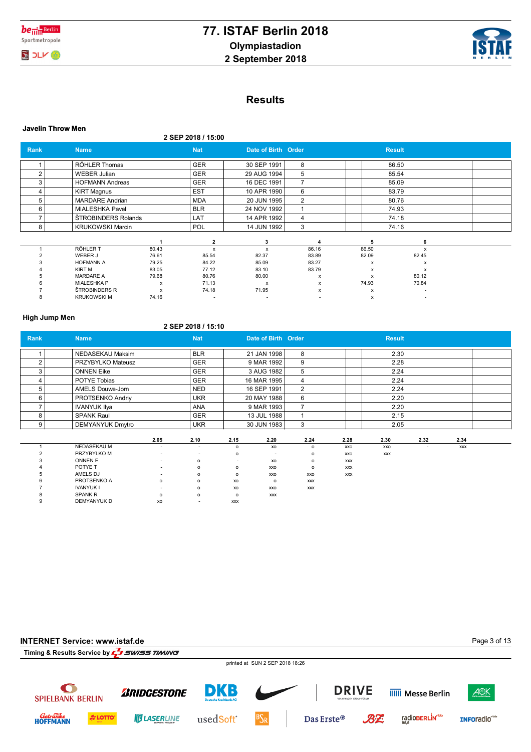# 77. ISTAF Berlin 2018

**Olympiastadion**

**2 September 2018**

## Results

### Javelin Throw Men

**2 SEP 2018 / 15:00**

| Rank | Name | Nat | Date of Birth | Order | Result |
|---|---|---|---|---|---|
| 1 | RÖHLER Thomas | GER | 30 SEP 1991 | 8 | 86.50 |
| 2 | WEBER Julian | GER | 29 AUG 1994 | 5 | 85.54 |
| 3 | HOFMANN Andreas | GER | 16 DEC 1991 | 7 | 85.09 |
| 4 | KIRT Magnus | EST | 10 APR 1990 | 6 | 83.79 |
| 5 | MARDARE Andrian | MDA | 20 JUN 1995 | 2 | 80.76 |
| 6 | MIALESHKA Pavel | BLR | 24 NOV 1992 | 1 | 74.93 |
| 7 | ŠTROBINDERS Rolands | LAT | 14 APR 1992 | 4 | 74.18 |
| 8 | KRUKOWSKI Marcin | POL | 14 JUN 1992 | 3 | 74.16 |

| | | 1 | 2 | 3 | 4 | 5 | 6 |
|---|---|---|---|---|---|---|---|
| 1 | RÖHLER T | 80.43 | x | x | 86.16 | 86.50 | x |
| 2 | WEBER J | 76.61 | 85.54 | 82.37 | 83.89 | 82.09 | 82.45 |
| 3 | HOFMANN A | 79.25 | 84.22 | 85.09 | 83.27 | x | x |
| 4 | KIRT M | 83.05 | 77.12 | 83.10 | 83.79 | x | x |
| 5 | MARDARE A | 79.68 | 80.76 | 80.00 | x | x | 80.12 |
| 6 | MIALESHKA P | x | 71.13 | x | x | 74.93 | 70.84 |
| 7 | ŠTROBINDERS R | x | 74.18 | 71.95 | x | x | - |
| 8 | KRUKOWSKI M | 74.16 | - | - | - | x | - |

### High Jump Men

**2 SEP 2018 / 15:10**

| Rank | Name | Nat | Date of Birth | Order | Result |
|---|---|---|---|---|---|
| 1 | NEDASEKAU Maksim | BLR | 21 JAN 1998 | 8 | 2.30 |
| 2 | PRZYBYLKO Mateusz | GER | 9 MAR 1992 | 9 | 2.28 |
| 3 | ONNEN Eike | GER | 3 AUG 1982 | 5 | 2.24 |
| 4 | POTYE Tobias | GER | 16 MAR 1995 | 4 | 2.24 |
| 5 | AMELS Douwe-Jorn | NED | 16 SEP 1991 | 2 | 2.24 |
| 6 | PROTSENKO Andriy | UKR | 20 MAY 1988 | 6 | 2.20 |
| 7 | IVANYUK Ilya | ANA | 9 MAR 1993 | 7 | 2.20 |
| 8 | SPANK Raul | GER | 13 JUL 1988 | 1 | 2.15 |
| 9 | DEMYANYUK Dmytro | UKR | 30 JUN 1983 | 3 | 2.05 |

| | | 2.05 | 2.10 | 2.15 | 2.20 | 2.24 | 2.28 | 2.30 | 2.32 | 2.34 |
|---|---|---|---|---|---|---|---|---|---|---|
| 1 | NEDASEKAU M | - | - | o | xo | o | xxo | xxo | - | xxx |
| 2 | PRZYBYLKO M | - | - | o | - | o | xxo | xxx | | |
| 3 | ONNEN E | - | o | - | xo | o | xxx | | | |
| 4 | POTYE T | - | o | o | xxo | o | xxx | | | |
| 5 | AMELS DJ | - | o | o | xxo | xxo | xxx | | | |
| 6 | PROTSENKO A | o | o | xo | o | xxx | | | | |
| 7 | IVANYUK I | - | o | xo | xxo | xxx | | | | |
| 8 | SPANK R | o | o | o | xxx | | | | | |
| 9 | DEMYANYUK D | xo | - | xxx | | | | | | |

**INTERNET Service: www.istaf.de**

Timing & Results Service by SWISS TIMING

printed at SUN 2 SEP 2018 18:26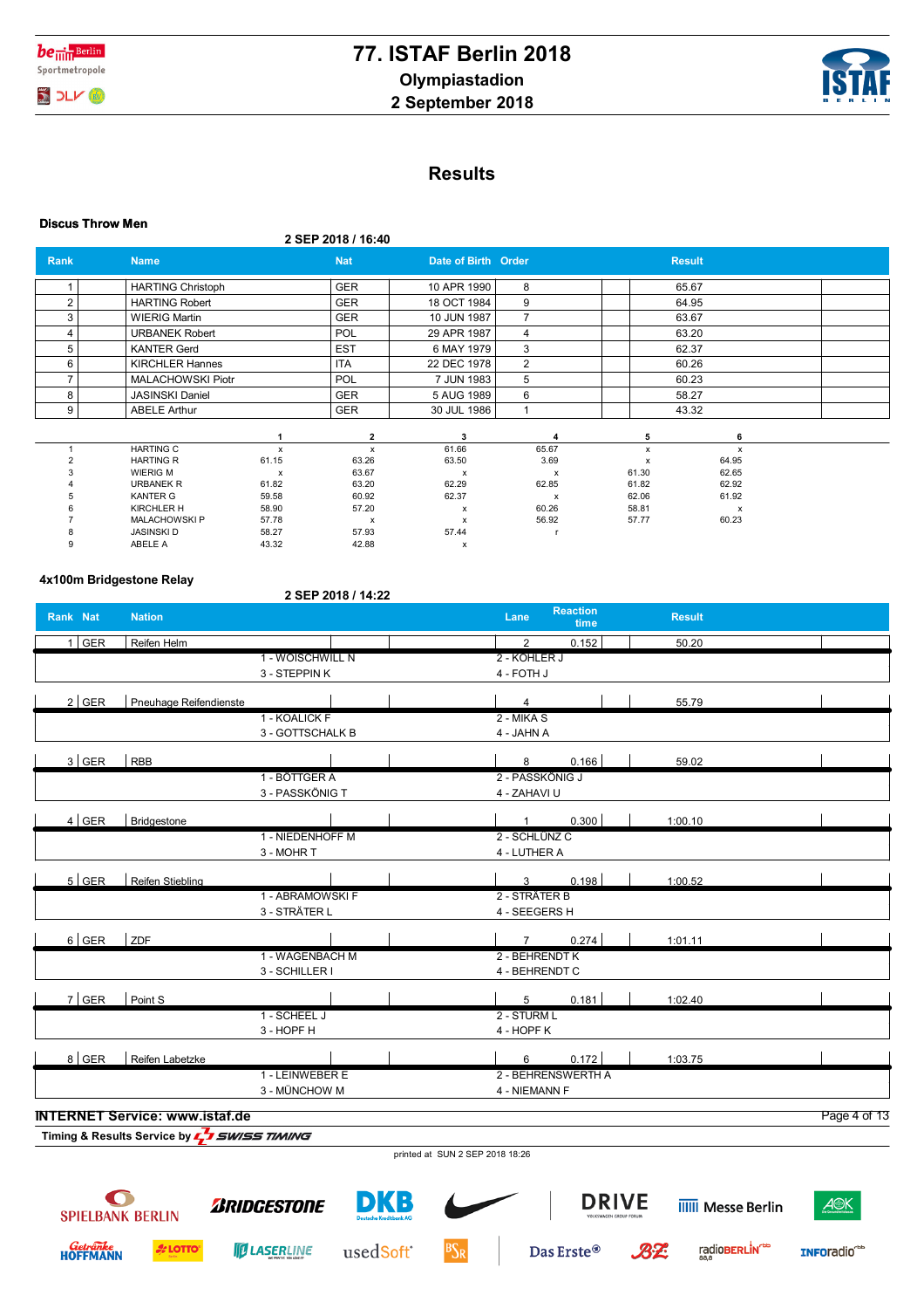# 77. ISTAF Berlin 2018

**Olympiastadion**

**2 September 2018**

## Results

### Discus Throw Men

2 SEP 2018 / 16:40

| Rank | Name | Nat | Date of Birth | Order | Result |
|---|---|---|---|---|---|
| 1 | HARTING Christoph | GER | 10 APR 1990 | 8 | 65.67 |
| 2 | HARTING Robert | GER | 18 OCT 1984 | 9 | 64.95 |
| 3 | WIERIG Martin | GER | 10 JUN 1987 | 7 | 63.67 |
| 4 | URBANEK Robert | POL | 29 APR 1987 | 4 | 63.20 |
| 5 | KANTER Gerd | EST | 6 MAY 1979 | 3 | 62.37 |
| 6 | KIRCHLER Hannes | ITA | 22 DEC 1978 | 2 | 60.26 |
| 7 | MALACHOWSKI Piotr | POL | 7 JUN 1983 | 5 | 60.23 |
| 8 | JASINSKI Daniel | GER | 5 AUG 1989 | 6 | 58.27 |
| 9 | ABELE Arthur | GER | 30 JUL 1986 | 1 | 43.32 |

| | | 1 | 2 | 3 | 4 | 5 | 6 |
|---|---|---|---|---|---|---|---|
| 1 | HARTING C | x | x | 61.66 | 65.67 | x | x |
| 2 | HARTING R | 61.15 | 63.26 | 63.50 | 3.69 | x | 64.95 |
| 3 | WIERIG M | x | 63.67 | x | x | 61.30 | 62.65 |
| 4 | URBANEK R | 61.82 | 63.20 | 62.29 | 62.85 | 61.82 | 62.92 |
| 5 | KANTER G | 59.58 | 60.92 | 62.37 | x | 62.06 | 61.92 |
| 6 | KIRCHLER H | 58.90 | 57.20 | x | 60.26 | 58.81 | x |
| 7 | MALACHOWSKI P | 57.78 | x | x | 56.92 | 57.77 | 60.23 |
| 8 | JASINSKI D | 58.27 | 57.93 | 57.44 | r | | |
| 9 | ABELE A | 43.32 | 42.88 | x | | | |

### 4x100m Bridgestone Relay

2 SEP 2018 / 14:22

| Rank | Nat | Nation | Lane | Reaction time | Result |
|---|---|---|---|---|---|
| 1 | GER | Reifen Helm | 2 | 0.152 | 50.20 |
| | | 1 - WOISCHWILL N, 2 - KÖHLER J, 3 - STEPPIN K, 4 - FOTH J | | | |
| 2 | GER | Pneuhage Reifendienste | 4 | | 55.79 |
| | | 1 - KOALICK F, 2 - MIKA S, 3 - GOTTSCHALK B, 4 - JAHN A | | | |
| 3 | GER | RBB | 8 | 0.166 | 59.02 |
| | | 1 - BÖTTGER A, 2 - PASSKÖNIG J, 3 - PASSKÖNIG T, 4 - ZAHAVI U | | | |
| 4 | GER | Bridgestone | 1 | 0.300 | 1:00.10 |
| | | 1 - NIEDENHOFF M, 2 - SCHLÜNZ C, 3 - MOHR T, 4 - LUTHER A | | | |
| 5 | GER | Reifen Stiebling | 3 | 0.198 | 1:00.52 |
| | | 1 - ABRAMOWSKI F, 2 - STRÄTER B, 3 - STRÄTER L, 4 - SEEGERS H | | | |
| 6 | GER | ZDF | 7 | 0.274 | 1:01.11 |
| | | 1 - WAGENBACH M, 2 - BEHRENDT K, 3 - SCHILLER I, 4 - BEHRENDT C | | | |
| 7 | GER | Point S | 5 | 0.181 | 1:02.40 |
| | | 1 - SCHEEL J, 2 - STURM L, 3 - HOPF H, 4 - HOPF K | | | |
| 8 | GER | Reifen Labetzke | 6 | 0.172 | 1:03.75 |
| | | 1 - LEINWEBER E, 2 - BEHRENSWERTH A, 3 - MÜNCHOW M, 4 - NIEMANN F | | | |

INTERNET Service: www.istaf.de

Timing & Results Service by SWISS TIMING

printed at SUN 2 SEP 2018 18:26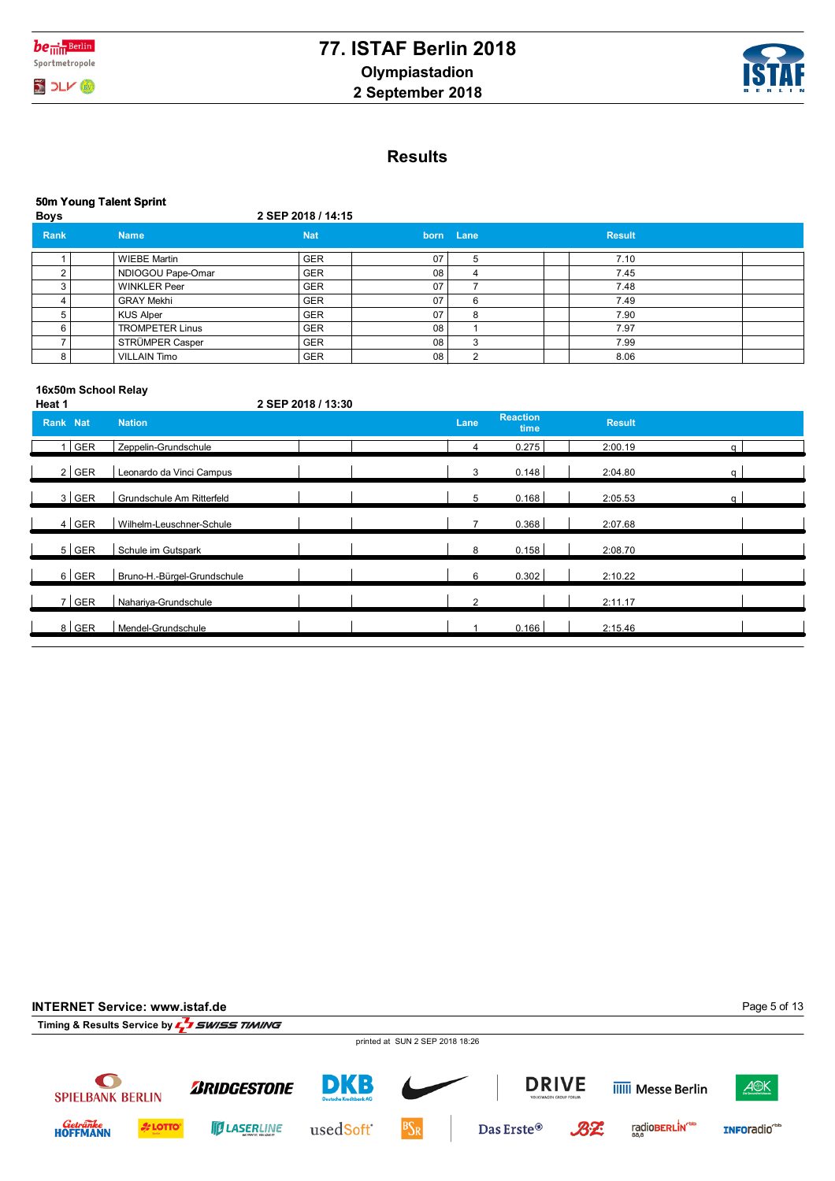# 77. ISTAF Berlin 2018

**Olympiastadion**

**2 September 2018**

## Results

### 50m Young Talent Sprint

**Boys** — 2 SEP 2018 / 14:15

| Rank | Name | Nat | born | Lane | Result |
|---|---|---|---|---|---|
| 1 | WIEBE Martin | GER | 07 | 5 | 7.10 |
| 2 | NDIOGOU Pape-Omar | GER | 08 | 4 | 7.45 |
| 3 | WINKLER Peer | GER | 07 | 7 | 7.48 |
| 4 | GRAY Mekhi | GER | 07 | 6 | 7.49 |
| 5 | KUS Alper | GER | 07 | 8 | 7.90 |
| 6 | TROMPETER Linus | GER | 08 | 1 | 7.97 |
| 7 | STRÜMPER Casper | GER | 08 | 3 | 7.99 |
| 8 | VILLAIN Timo | GER | 08 | 2 | 8.06 |

### 16x50m School Relay

**Heat 1** — 2 SEP 2018 / 13:30

| Rank | Nat | Nation | Lane | Reaction time | Result | |
|---|---|---|---|---|---|---|
| 1 | GER | Zeppelin-Grundschule | 4 | 0.275 | 2:00.19 | q |
| 2 | GER | Leonardo da Vinci Campus | 3 | 0.148 | 2:04.80 | q |
| 3 | GER | Grundschule Am Ritterfeld | 5 | 0.168 | 2:05.53 | q |
| 4 | GER | Wilhelm-Leuschner-Schule | 7 | 0.368 | 2:07.68 | |
| 5 | GER | Schule im Gutspark | 8 | 0.158 | 2:08.70 | |
| 6 | GER | Bruno-H.-Bürgel-Grundschule | 6 | 0.302 | 2:10.22 | |
| 7 | GER | Nahariya-Grundschule | 2 | | 2:11.17 | |
| 8 | GER | Mendel-Grundschule | 1 | 0.166 | 2:15.46 | |

**INTERNET Service: www.istaf.de**

Timing & Results Service by SWISS TIMING

printed at SUN 2 SEP 2018 18:26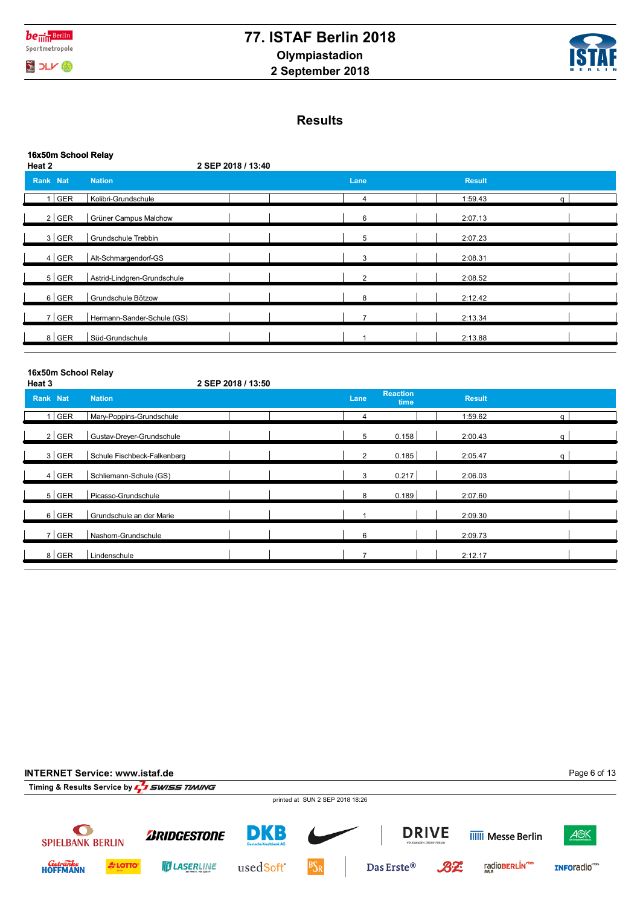# 77. ISTAF Berlin 2018

**Olympiastadion**

**2 September 2018**

## Results

### 16x50m School Relay

**Heat 2** — 2 SEP 2018 / 13:40

| Rank | Nat | Nation | Lane | Result | |
|---|---|---|---|---|---|
| 1 | GER | Kolibri-Grundschule | 4 | 1:59.43 | q |
| 2 | GER | Grüner Campus Malchow | 6 | 2:07.13 | |
| 3 | GER | Grundschule Trebbin | 5 | 2:07.23 | |
| 4 | GER | Alt-Schmargendorf-GS | 3 | 2:08.31 | |
| 5 | GER | Astrid-Lindgren-Grundschule | 2 | 2:08.52 | |
| 6 | GER | Grundschule Bötzow | 8 | 2:12.42 | |
| 7 | GER | Hermann-Sander-Schule (GS) | 7 | 2:13.34 | |
| 8 | GER | Süd-Grundschule | 1 | 2:13.88 | |

### 16x50m School Relay

**Heat 3** — 2 SEP 2018 / 13:50

| Rank | Nat | Nation | Lane | Reaction time | Result | |
|---|---|---|---|---|---|---|
| 1 | GER | Mary-Poppins-Grundschule | 4 | | 1:59.62 | q |
| 2 | GER | Gustav-Dreyer-Grundschule | 5 | 0.158 | 2:00.43 | q |
| 3 | GER | Schule Fischbeck-Falkenberg | 2 | 0.185 | 2:05.47 | q |
| 4 | GER | Schliemann-Schule (GS) | 3 | 0.217 | 2:06.03 | |
| 5 | GER | Picasso-Grundschule | 8 | 0.189 | 2:07.60 | |
| 6 | GER | Grundschule an der Marie | 1 | | 2:09.30 | |
| 7 | GER | Nashorn-Grundschule | 6 | | 2:09.73 | |
| 8 | GER | Lindenschule | 7 | | 2:12.17 | |

**INTERNET Service: www.istaf.de**

Timing & Results Service by SWISS TIMING

printed at SUN 2 SEP 2018 18:26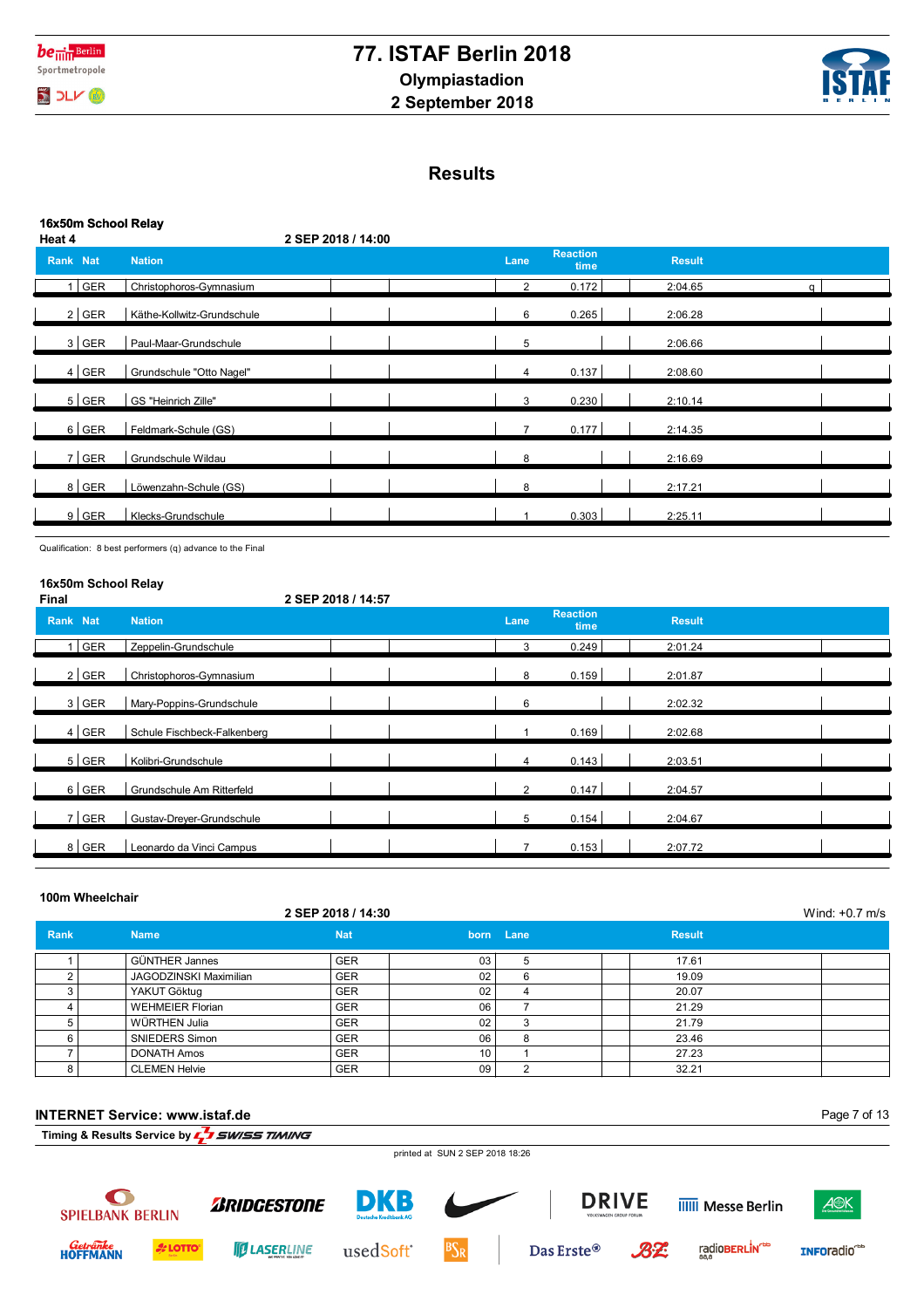# 77. ISTAF Berlin 2018

**Olympiastadion**

**2 September 2018**

## Results

### 16x50m School Relay

**Heat 4** — 2 SEP 2018 / 14:00

| Rank | Nat | Nation | Lane | Reaction time | Result | |
|---|---|---|---|---|---|---|
| 1 | GER | Christophoros-Gymnasium | 2 | 0.172 | 2:04.65 | q |
| 2 | GER | Käthe-Kollwitz-Grundschule | 6 | 0.265 | 2:06.28 | |
| 3 | GER | Paul-Maar-Grundschule | 5 | | 2:06.66 | |
| 4 | GER | Grundschule "Otto Nagel" | 4 | 0.137 | 2:08.60 | |
| 5 | GER | GS "Heinrich Zille" | 3 | 0.230 | 2:10.14 | |
| 6 | GER | Feldmark-Schule (GS) | 7 | 0.177 | 2:14.35 | |
| 7 | GER | Grundschule Wildau | 8 | | 2:16.69 | |
| 8 | GER | Löwenzahn-Schule (GS) | 8 | | 2:17.21 | |
| 9 | GER | Klecks-Grundschule | 1 | 0.303 | 2:25.11 | |

Qualification: 8 best performers (q) advance to the Final

### 16x50m School Relay

**Final** — 2 SEP 2018 / 14:57

| Rank | Nat | Nation | Lane | Reaction time | Result |
|---|---|---|---|---|---|
| 1 | GER | Zeppelin-Grundschule | 3 | 0.249 | 2:01.24 |
| 2 | GER | Christophoros-Gymnasium | 8 | 0.159 | 2:01.87 |
| 3 | GER | Mary-Poppins-Grundschule | 6 | | 2:02.32 |
| 4 | GER | Schule Fischbeck-Falkenberg | 1 | 0.169 | 2:02.68 |
| 5 | GER | Kolibri-Grundschule | 4 | 0.143 | 2:03.51 |
| 6 | GER | Grundschule Am Ritterfeld | 2 | 0.147 | 2:04.57 |
| 7 | GER | Gustav-Dreyer-Grundschule | 5 | 0.154 | 2:04.67 |
| 8 | GER | Leonardo da Vinci Campus | 7 | 0.153 | 2:07.72 |

### 100m Wheelchair

2 SEP 2018 / 14:30 — Wind: +0.7 m/s

| Rank | Name | Nat | born | Lane | Result |
|---|---|---|---|---|---|
| 1 | GÜNTHER Jannes | GER | 03 | 5 | 17.61 |
| 2 | JAGODZINSKI Maximilian | GER | 02 | 6 | 19.09 |
| 3 | YAKUT Göktug | GER | 02 | 4 | 20.07 |
| 4 | WEHMEIER Florian | GER | 06 | 7 | 21.29 |
| 5 | WÜRTHEN Julia | GER | 02 | 3 | 21.79 |
| 6 | SNIEDERS Simon | GER | 06 | 8 | 23.46 |
| 7 | DONATH Amos | GER | 10 | 1 | 27.23 |
| 8 | CLEMEN Helvie | GER | 09 | 2 | 32.21 |

**INTERNET Service: www.istaf.de**

**Timing & Results Service by SWISS TIMING**

printed at SUN 2 SEP 2018 18:26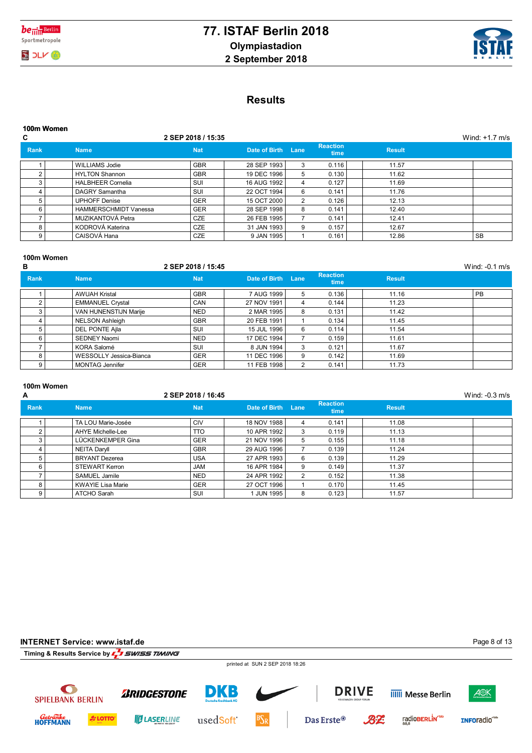# 77. ISTAF Berlin 2018

**Olympiastadion**

**2 September 2018**

## Results

### 100m Women

**C** — 2 SEP 2018 / 15:35 — Wind: +1.7 m/s

| Rank | Name | Nat | Date of Birth | Lane | Reaction time | Result | |
|---|---|---|---|---|---|---|---|
| 1 | WILLIAMS Jodie | GBR | 28 SEP 1993 | 3 | 0.116 | 11.57 | |
| 2 | HYLTON Shannon | GBR | 19 DEC 1996 | 5 | 0.130 | 11.62 | |
| 3 | HALBHEER Cornelia | SUI | 16 AUG 1992 | 4 | 0.127 | 11.69 | |
| 4 | DAGRY Samantha | SUI | 22 OCT 1994 | 6 | 0.141 | 11.76 | |
| 5 | UPHOFF Denise | GER | 15 OCT 2000 | 2 | 0.126 | 12.13 | |
| 6 | HAMMERSCHMIDT Vanessa | GER | 28 SEP 1998 | 8 | 0.141 | 12.40 | |
| 7 | MUZIKANTOVÁ Petra | CZE | 26 FEB 1995 | 7 | 0.141 | 12.41 | |
| 8 | KODROVÁ Katerina | CZE | 31 JAN 1993 | 9 | 0.157 | 12.67 | |
| 9 | CAISOVÁ Hana | CZE | 9 JAN 1995 | 1 | 0.161 | 12.86 | SB |

### 100m Women

**B** — 2 SEP 2018 / 15:45 — Wind: -0.1 m/s

| Rank | Name | Nat | Date of Birth | Lane | Reaction time | Result | |
|---|---|---|---|---|---|---|---|
| 1 | AWUAH Kristal | GBR | 7 AUG 1999 | 5 | 0.136 | 11.16 | PB |
| 2 | EMMANUEL Crystal | CAN | 27 NOV 1991 | 4 | 0.144 | 11.23 | |
| 3 | VAN HUNENSTIJN Marije | NED | 2 MAR 1995 | 8 | 0.131 | 11.42 | |
| 4 | NELSON Ashleigh | GBR | 20 FEB 1991 | 1 | 0.134 | 11.45 | |
| 5 | DEL PONTE Ajla | SUI | 15 JUL 1996 | 6 | 0.114 | 11.54 | |
| 6 | SEDNEY Naomi | NED | 17 DEC 1994 | 7 | 0.159 | 11.61 | |
| 7 | KORA Salomé | SUI | 8 JUN 1994 | 3 | 0.121 | 11.67 | |
| 8 | WESSOLLY Jessica-Bianca | GER | 11 DEC 1996 | 9 | 0.142 | 11.69 | |
| 9 | MONTAG Jennifer | GER | 11 FEB 1998 | 2 | 0.141 | 11.73 | |

### 100m Women

**A** — 2 SEP 2018 / 16:45 — Wind: -0.3 m/s

| Rank | Name | Nat | Date of Birth | Lane | Reaction time | Result | |
|---|---|---|---|---|---|---|---|
| 1 | TA LOU Marie-Josée | CIV | 18 NOV 1988 | 4 | 0.141 | 11.08 | |
| 2 | AHYE Michelle-Lee | TTO | 10 APR 1992 | 3 | 0.119 | 11.13 | |
| 3 | LÜCKENKEMPER Gina | GER | 21 NOV 1996 | 5 | 0.155 | 11.18 | |
| 4 | NEITA Daryll | GBR | 29 AUG 1996 | 7 | 0.139 | 11.24 | |
| 5 | BRYANT Dezerea | USA | 27 APR 1993 | 6 | 0.139 | 11.29 | |
| 6 | STEWART Kerron | JAM | 16 APR 1984 | 9 | 0.149 | 11.37 | |
| 7 | SAMUEL Jamile | NED | 24 APR 1992 | 2 | 0.152 | 11.38 | |
| 8 | KWAYIE Lisa Marie | GER | 27 OCT 1996 | 1 | 0.170 | 11.45 | |
| 9 | ATCHO Sarah | SUI | 1 JUN 1995 | 8 | 0.123 | 11.57 | |

INTERNET Service: www.istaf.de

Timing & Results Service by SWISS TIMING

printed at SUN 2 SEP 2018 18:26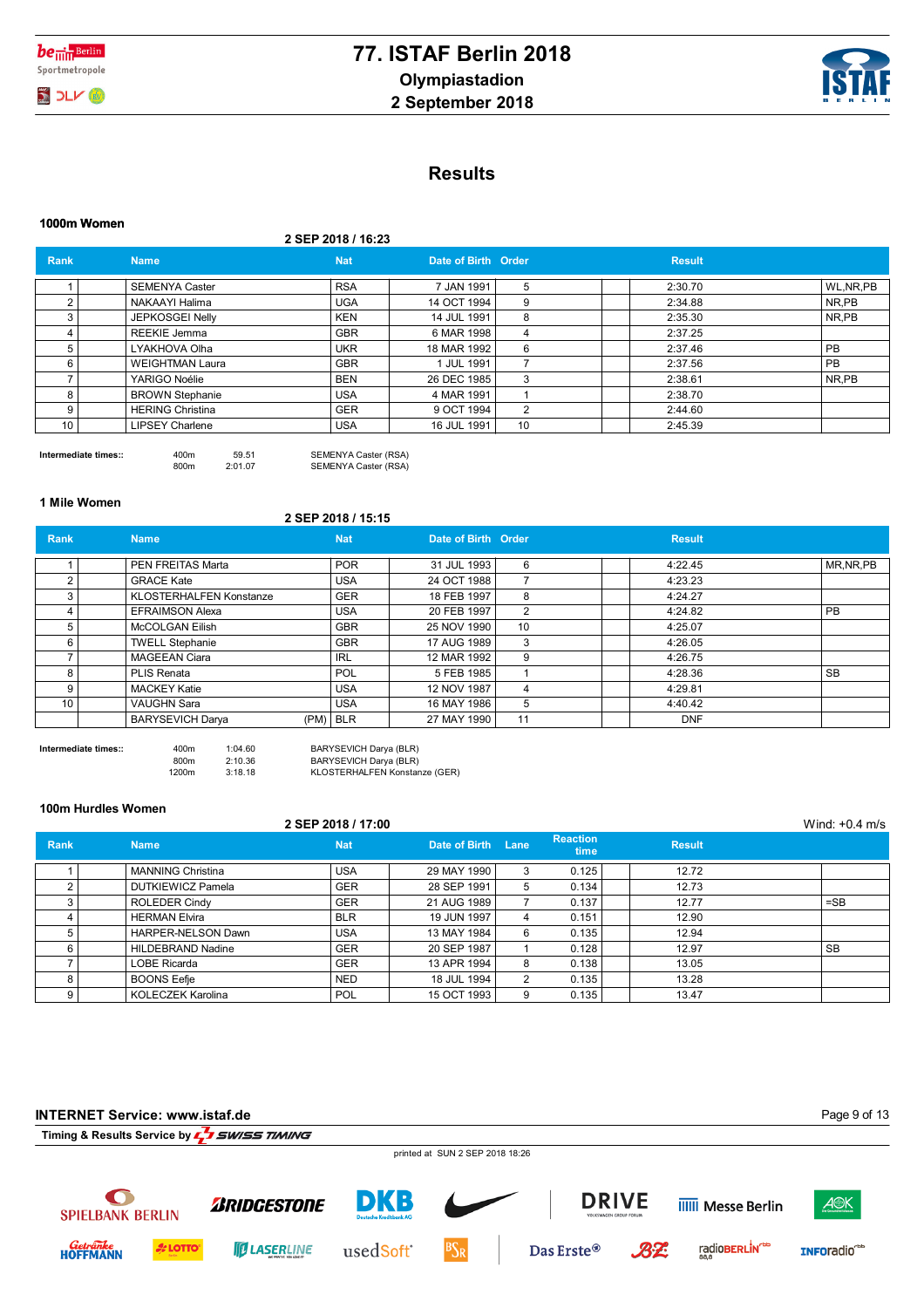# 77. ISTAF Berlin 2018

**Olympiastadion**

**2 September 2018**

## Results

### 1000m Women

**2 SEP 2018 / 16:23**

| Rank | Name | Nat | Date of Birth | Order | Result | |
|---|---|---|---|---|---|---|
| 1 | SEMENYA Caster | RSA | 7 JAN 1991 | 5 | 2:30.70 | WL,NR,PB |
| 2 | NAKAAYI Halima | UGA | 14 OCT 1994 | 9 | 2:34.88 | NR,PB |
| 3 | JEPKOSGEI Nelly | KEN | 14 JUL 1991 | 8 | 2:35.30 | NR,PB |
| 4 | REEKIE Jemma | GBR | 6 MAR 1998 | 4 | 2:37.25 | |
| 5 | LYAKHOVA Olha | UKR | 18 MAR 1992 | 6 | 2:37.46 | PB |
| 6 | WEIGHTMAN Laura | GBR | 1 JUL 1991 | 7 | 2:37.56 | PB |
| 7 | YARIGO Noélie | BEN | 26 DEC 1985 | 3 | 2:38.61 | NR,PB |
| 8 | BROWN Stephanie | USA | 4 MAR 1991 | 1 | 2:38.70 | |
| 9 | HERING Christina | GER | 9 OCT 1994 | 2 | 2:44.60 | |
| 10 | LIPSEY Charlene | USA | 16 JUL 1991 | 10 | 2:45.39 | |

**Intermediate times::**

| | | |
|---|---|---|
| 400m | 59.51 | SEMENYA Caster (RSA) |
| 800m | 2:01.07 | SEMENYA Caster (RSA) |

### 1 Mile Women

**2 SEP 2018 / 15:15**

| Rank | Name | Nat | Date of Birth | Order | Result | |
|---|---|---|---|---|---|---|
| 1 | PEN FREITAS Marta | POR | 31 JUL 1993 | 6 | 4:22.45 | MR,NR,PB |
| 2 | GRACE Kate | USA | 24 OCT 1988 | 7 | 4:23.23 | |
| 3 | KLOSTERHALFEN Konstanze | GER | 18 FEB 1997 | 8 | 4:24.27 | |
| 4 | EFRAIMSON Alexa | USA | 20 FEB 1997 | 2 | 4:24.82 | PB |
| 5 | McCOLGAN Eilish | GBR | 25 NOV 1990 | 10 | 4:25.07 | |
| 6 | TWELL Stephanie | GBR | 17 AUG 1989 | 3 | 4:26.05 | |
| 7 | MAGEEAN Ciara | IRL | 12 MAR 1992 | 9 | 4:26.75 | |
| 8 | PLIS Renata | POL | 5 FEB 1985 | 1 | 4:28.36 | SB |
| 9 | MACKEY Katie | USA | 12 NOV 1987 | 4 | 4:29.81 | |
| 10 | VAUGHN Sara | USA | 16 MAY 1986 | 5 | 4:40.42 | |
| | BARYSEVICH Darya (PM) | BLR | 27 MAY 1990 | 11 | DNF | |

**Intermediate times::**

| | | |
|---|---|---|
| 400m | 1:04.60 | BARYSEVICH Darya (BLR) |
| 800m | 2:10.36 | BARYSEVICH Darya (BLR) |
| 1200m | 3:18.18 | KLOSTERHALFEN Konstanze (GER) |

### 100m Hurdles Women

**2 SEP 2018 / 17:00** Wind: +0.4 m/s

| Rank | Name | Nat | Date of Birth | Lane | Reaction time | Result | |
|---|---|---|---|---|---|---|---|
| 1 | MANNING Christina | USA | 29 MAY 1990 | 3 | 0.125 | 12.72 | |
| 2 | DUTKIEWICZ Pamela | GER | 28 SEP 1991 | 5 | 0.134 | 12.73 | |
| 3 | ROLEDER Cindy | GER | 21 AUG 1989 | 7 | 0.137 | 12.77 | =SB |
| 4 | HERMAN Elvira | BLR | 19 JUN 1997 | 4 | 0.151 | 12.90 | |
| 5 | HARPER-NELSON Dawn | USA | 13 MAY 1984 | 6 | 0.135 | 12.94 | |
| 6 | HILDEBRAND Nadine | GER | 20 SEP 1987 | 1 | 0.128 | 12.97 | SB |
| 7 | LOBE Ricarda | GER | 13 APR 1994 | 8 | 0.138 | 13.05 | |
| 8 | BOONS Eefje | NED | 18 JUL 1994 | 2 | 0.135 | 13.28 | |
| 9 | KOLECZEK Karolina | POL | 15 OCT 1993 | 9 | 0.135 | 13.47 | |

**INTERNET Service: www.istaf.de**

Timing & Results Service by SWISS TIMING

printed at SUN 2 SEP 2018 18:26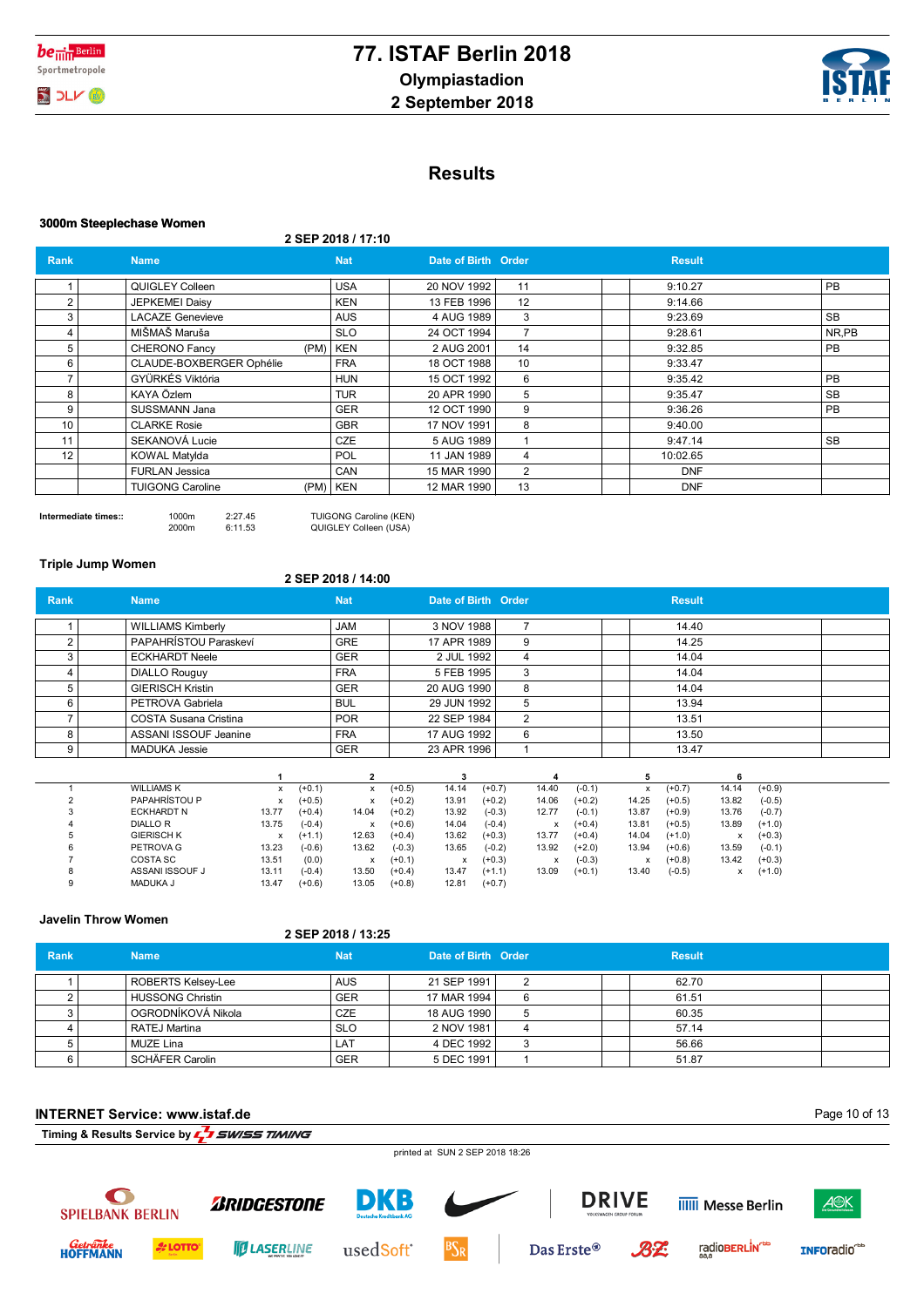# 77. ISTAF Berlin 2018
## Olympiastadion
## 2 September 2018

## Results

### 3000m Steeplechase Women

2 SEP 2018 / 17:10

| Rank | Name | | Nat | Date of Birth | Order | Result | |
|---|---|---|---|---|---|---|---|
| 1 | QUIGLEY Colleen | | USA | 20 NOV 1992 | 11 | 9:10.27 | PB |
| 2 | JEPKEMEI Daisy | | KEN | 13 FEB 1996 | 12 | 9:14.66 | |
| 3 | LACAZE Genevieve | | AUS | 4 AUG 1989 | 3 | 9:23.69 | SB |
| 4 | MIŠMAŠ Maruša | | SLO | 24 OCT 1994 | 7 | 9:28.61 | NR,PB |
| 5 | CHERONO Fancy | (PM) | KEN | 2 AUG 2001 | 14 | 9:32.85 | PB |
| 6 | CLAUDE-BOXBERGER Ophélie | | FRA | 18 OCT 1988 | 10 | 9:33.47 | |
| 7 | GYÜRKÉS Viktória | | HUN | 15 OCT 1992 | 6 | 9:35.42 | PB |
| 8 | KAYA Özlem | | TUR | 20 APR 1990 | 5 | 9:35.47 | SB |
| 9 | SUSSMANN Jana | | GER | 12 OCT 1990 | 9 | 9:36.26 | PB |
| 10 | CLARKE Rosie | | GBR | 17 NOV 1991 | 8 | 9:40.00 | |
| 11 | SEKANOVÁ Lucie | | CZE | 5 AUG 1989 | 1 | 9:47.14 | SB |
| 12 | KOWAL Matylda | | POL | 11 JAN 1989 | 4 | 10:02.65 | |
| | FURLAN Jessica | | CAN | 15 MAR 1990 | 2 | DNF | |
| | TUIGONG Caroline | (PM) | KEN | 12 MAR 1990 | 13 | DNF | |

**Intermediate times::**

| Distance | Time | Leader |
|---|---|---|
| 1000m | 2:27.45 | TUIGONG Caroline (KEN) |
| 2000m | 6:11.53 | QUIGLEY Colleen (USA) |

### Triple Jump Women

2 SEP 2018 / 14:00

| Rank | Name | Nat | Date of Birth | Order | Result |
|---|---|---|---|---|---|
| 1 | WILLIAMS Kimberly | JAM | 3 NOV 1988 | 7 | 14.40 |
| 2 | PAPAHRÍSTOU Paraskeví | GRE | 17 APR 1989 | 9 | 14.25 |
| 3 | ECKHARDT Neele | GER | 2 JUL 1992 | 4 | 14.04 |
| 4 | DIALLO Rouguy | FRA | 5 FEB 1995 | 3 | 14.04 |
| 5 | GIERISCH Kristin | GER | 20 AUG 1990 | 8 | 14.04 |
| 6 | PETROVA Gabriela | BUL | 29 JUN 1992 | 5 | 13.94 |
| 7 | COSTA Susana Cristina | POR | 22 SEP 1984 | 2 | 13.51 |
| 8 | ASSANI ISSOUF Jeanine | FRA | 17 AUG 1992 | 6 | 13.50 |
| 9 | MADUKA Jessie | GER | 23 APR 1996 | 1 | 13.47 |

| | Name | 1 | | 2 | | 3 | | 4 | | 5 | | 6 | |
|---|---|---|---|---|---|---|---|---|---|---|---|---|---|
| 1 | WILLIAMS K | x | (+0.1) | x | (+0.5) | 14.14 | (+0.7) | 14.40 | (-0.1) | x | (+0.7) | 14.14 | (+0.9) |
| 2 | PAPAHRÍSTOU P | x | (+0.5) | x | (+0.2) | 13.91 | (+0.2) | 14.06 | (+0.2) | 14.25 | (+0.5) | 13.82 | (-0.5) |
| 3 | ECKHARDT N | 13.77 | (+0.4) | 14.04 | (+0.2) | 13.92 | (-0.3) | 12.77 | (-0.1) | 13.87 | (+0.9) | 13.76 | (-0.7) |
| 4 | DIALLO R | 13.75 | (-0.4) | x | (+0.6) | 14.04 | (-0.4) | x | (+0.4) | 13.81 | (+0.5) | 13.89 | (+1.0) |
| 5 | GIERISCH K | x | (+1.1) | 12.63 | (+0.4) | 13.62 | (+0.3) | 13.77 | (+0.4) | 14.04 | (+1.0) | x | (+0.3) |
| 6 | PETROVA G | 13.23 | (-0.6) | 13.62 | (-0.3) | 13.65 | (-0.2) | 13.92 | (+2.0) | 13.94 | (+0.6) | 13.59 | (-0.1) |
| 7 | COSTA SC | 13.51 | (0.0) | x | (+0.1) | x | (+0.3) | x | (-0.3) | x | (+0.8) | 13.42 | (+0.3) |
| 8 | ASSANI ISSOUF J | 13.11 | (-0.4) | 13.50 | (+0.4) | 13.47 | (+1.1) | 13.09 | (+0.1) | 13.40 | (-0.5) | x | (+1.0) |
| 9 | MADUKA J | 13.47 | (+0.6) | 13.05 | (+0.8) | 12.81 | (+0.7) | | | | | | |

### Javelin Throw Women

2 SEP 2018 / 13:25

| Rank | Name | Nat | Date of Birth | Order | Result |
|---|---|---|---|---|---|
| 1 | ROBERTS Kelsey-Lee | AUS | 21 SEP 1991 | 2 | 62.70 |
| 2 | HUSSONG Christin | GER | 17 MAR 1994 | 6 | 61.51 |
| 3 | OGRODNÍKOVÁ Nikola | CZE | 18 AUG 1990 | 5 | 60.35 |
| 4 | RATEJ Martina | SLO | 2 NOV 1981 | 4 | 57.14 |
| 5 | MUZE Lina | LAT | 4 DEC 1992 | 3 | 56.66 |
| 6 | SCHÄFER Carolin | GER | 5 DEC 1991 | 1 | 51.87 |

**INTERNET Service: www.istaf.de**

Timing & Results Service by SWISS TIMING

printed at SUN 2 SEP 2018 18:26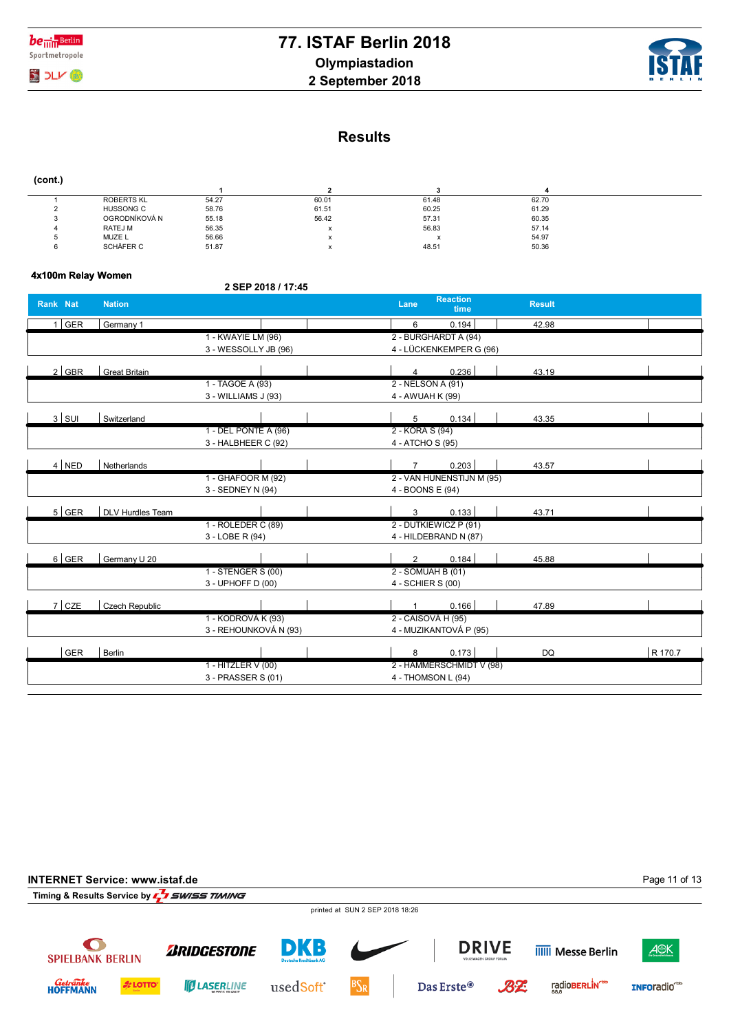# 77. ISTAF Berlin 2018

Olympiastadion

2 September 2018

## Results

(cont.)

| | | 1 | 2 | 3 | 4 |
|---|---|---|---|---|---|
| 1 | ROBERTS KL | 54.27 | 60.01 | 61.48 | 62.70 |
| 2 | HUSSONG C | 58.76 | 61.51 | 60.25 | 61.29 |
| 3 | OGRODNÍKOVÁ N | 55.18 | 56.42 | 57.31 | 60.35 |
| 4 | RATEJ M | 56.35 | x | 56.83 | 57.14 |
| 5 | MUZE L | 56.66 | x | x | 54.97 |
| 6 | SCHÄFER C | 51.87 | x | 48.51 | 50.36 |

### 4x100m Relay Women

2 SEP 2018 / 17:45

| Rank | Nat | Nation | Runners | | Lane | Reaction time | Result | |
|---|---|---|---|---|---|---|---|---|
| 1 | GER | Germany 1 | 1 - KWAYIE LM (96) | 2 - BURGHARDT A (94) | 6 | 0.194 | 42.98 | |
| | | | 3 - WESSOLLY JB (96) | 4 - LÜCKENKEMPER G (96) | | | | |
| 2 | GBR | Great Britain | 1 - TAGOE A (93) | 2 - NELSON A (91) | 4 | 0.236 | 43.19 | |
| | | | 3 - WILLIAMS J (93) | 4 - AWUAH K (99) | | | | |
| 3 | SUI | Switzerland | 1 - DEL PONTE A (96) | 2 - KORA S (94) | 5 | 0.134 | 43.35 | |
| | | | 3 - HALBHEER C (92) | 4 - ATCHO S (95) | | | | |
| 4 | NED | Netherlands | 1 - GHAFOOR M (92) | 2 - VAN HUNENSTIJN M (95) | 7 | 0.203 | 43.57 | |
| | | | 3 - SEDNEY N (94) | 4 - BOONS E (94) | | | | |
| 5 | GER | DLV Hurdles Team | 1 - ROLEDER C (89) | 2 - DUTKIEWICZ P (91) | 3 | 0.133 | 43.71 | |
| | | | 3 - LOBE R (94) | 4 - HILDEBRAND N (87) | | | | |
| 6 | GER | Germany U 20 | 1 - STENGER S (00) | 2 - SOMUAH B (01) | 2 | 0.184 | 45.88 | |
| | | | 3 - UPHOFF D (00) | 4 - SCHIER S (00) | | | | |
| 7 | CZE | Czech Republic | 1 - KODROVÁ K (93) | 2 - CAISOVÁ H (95) | 1 | 0.166 | 47.89 | |
| | | | 3 - REHOUNKOVÁ N (93) | 4 - MUZIKANTOVÁ P (95) | | | | |
| | GER | Berlin | 1 - HITZLER V (00) | 2 - HAMMERSCHMIDT V (98) | 8 | 0.173 | DQ | R 170.7 |
| | | | 3 - PRASSER S (01) | 4 - THOMSON L (94) | | | | |

INTERNET Service: www.istaf.de

Timing & Results Service by SWISS TIMING

printed at SUN 2 SEP 2018 18:26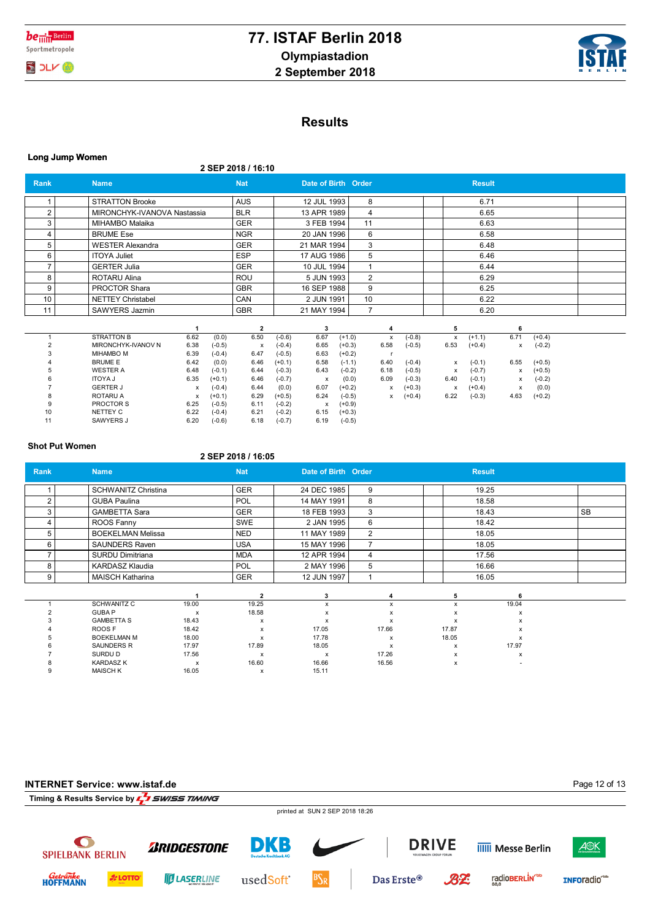# 77. ISTAF Berlin 2018

**Olympiastadion**

**2 September 2018**

## Results

### Long Jump Women

**2 SEP 2018 / 16:10**

| Rank | Name | Nat | Date of Birth | Order | Result | |
|---|---|---|---|---|---|---|
| 1 | STRATTON Brooke | AUS | 12 JUL 1993 | 8 | 6.71 | |
| 2 | MIRONCHYK-IVANOVA Nastassia | BLR | 13 APR 1989 | 4 | 6.65 | |
| 3 | MIHAMBO Malaika | GER | 3 FEB 1994 | 11 | 6.63 | |
| 4 | BRUME Ese | NGR | 20 JAN 1996 | 6 | 6.58 | |
| 5 | WESTER Alexandra | GER | 21 MAR 1994 | 3 | 6.48 | |
| 6 | ITOYA Juliet | ESP | 17 AUG 1986 | 5 | 6.46 | |
| 7 | GERTER Julia | GER | 10 JUL 1994 | 1 | 6.44 | |
| 8 | ROTARU Alina | ROU | 5 JUN 1993 | 2 | 6.29 | |
| 9 | PROCTOR Shara | GBR | 16 SEP 1988 | 9 | 6.25 | |
| 10 | NETTEY Christabel | CAN | 2 JUN 1991 | 10 | 6.22 | |
| 11 | SAWYERS Jazmin | GBR | 21 MAY 1994 | 7 | 6.20 | |

| | Name | 1 | | 2 | | 3 | | 4 | | 5 | | 6 | |
|---|---|---|---|---|---|---|---|---|---|---|---|---|---|
| 1 | STRATTON B | 6.62 | (0.0) | 6.50 | (-0.6) | 6.67 | (+1.0) | x | (-0.8) | x | (+1.1) | 6.71 | (+0.4) |
| 2 | MIRONCHYK-IVANOV N | 6.38 | (-0.5) | x | (-0.4) | 6.65 | (+0.3) | 6.58 | (-0.5) | 6.53 | (+0.4) | x | (-0.2) |
| 3 | MIHAMBO M | 6.39 | (-0.4) | 6.47 | (-0.5) | 6.63 | (+0.2) | r | | | | | |
| 4 | BRUME E | 6.42 | (0.0) | 6.46 | (+0.1) | 6.58 | (-1.1) | 6.40 | (-0.4) | x | (-0.1) | 6.55 | (+0.5) |
| 5 | WESTER A | 6.48 | (-0.1) | 6.44 | (-0.3) | 6.43 | (-0.2) | 6.18 | (-0.5) | x | (-0.7) | x | (+0.5) |
| 6 | ITOYA J | 6.35 | (+0.1) | 6.46 | (-0.7) | x | (0.0) | 6.09 | (-0.3) | 6.40 | (-0.1) | x | (-0.2) |
| 7 | GERTER J | x | (-0.4) | 6.44 | (0.0) | 6.07 | (+0.2) | x | (+0.3) | x | (+0.4) | x | (0.0) |
| 8 | ROTARU A | x | (+0.1) | 6.29 | (+0.5) | 6.24 | (-0.5) | x | (+0.4) | 6.22 | (-0.3) | 4.63 | (+0.2) |
| 9 | PROCTOR S | 6.25 | (-0.5) | 6.11 | (-0.2) | x | (+0.9) | | | | | | |
| 10 | NETTEY C | 6.22 | (-0.4) | 6.21 | (-0.2) | 6.15 | (+0.3) | | | | | | |
| 11 | SAWYERS J | 6.20 | (-0.6) | 6.18 | (-0.7) | 6.19 | (-0.5) | | | | | | |

### Shot Put Women

**2 SEP 2018 / 16:05**

| Rank | Name | Nat | Date of Birth | Order | Result | |
|---|---|---|---|---|---|---|
| 1 | SCHWANITZ Christina | GER | 24 DEC 1985 | 9 | 19.25 | |
| 2 | GUBA Paulina | POL | 14 MAY 1991 | 8 | 18.58 | |
| 3 | GAMBETTA Sara | GER | 18 FEB 1993 | 3 | 18.43 | SB |
| 4 | ROOS Fanny | SWE | 2 JAN 1995 | 6 | 18.42 | |
| 5 | BOEKELMAN Melissa | NED | 11 MAY 1989 | 2 | 18.05 | |
| 6 | SAUNDERS Raven | USA | 15 MAY 1996 | 7 | 18.05 | |
| 7 | SURDU Dimitriana | MDA | 12 APR 1994 | 4 | 17.56 | |
| 8 | KARDASZ Klaudia | POL | 2 MAY 1996 | 5 | 16.66 | |
| 9 | MAISCH Katharina | GER | 12 JUN 1997 | 1 | 16.05 | |

| | Name | 1 | 2 | 3 | 4 | 5 | 6 |
|---|---|---|---|---|---|---|---|
| 1 | SCHWANITZ C | 19.00 | 19.25 | x | x | x | 19.04 |
| 2 | GUBA P | x | 18.58 | x | x | x | x |
| 3 | GAMBETTA S | 18.43 | x | x | x | x | x |
| 4 | ROOS F | 18.42 | x | 17.05 | 17.66 | 17.87 | x |
| 5 | BOEKELMAN M | 18.00 | x | 17.78 | x | 18.05 | x |
| 6 | SAUNDERS R | 17.97 | 17.89 | 18.05 | x | x | 17.97 |
| 7 | SURDU D | 17.56 | x | x | 17.26 | x | x |
| 8 | KARDASZ K | x | 16.60 | 16.66 | 16.56 | x | - |
| 9 | MAISCH K | 16.05 | x | 15.11 | | | |

**INTERNET Service: www.istaf.de**

Timing & Results Service by SWISS TIMING

printed at SUN 2 SEP 2018 18:26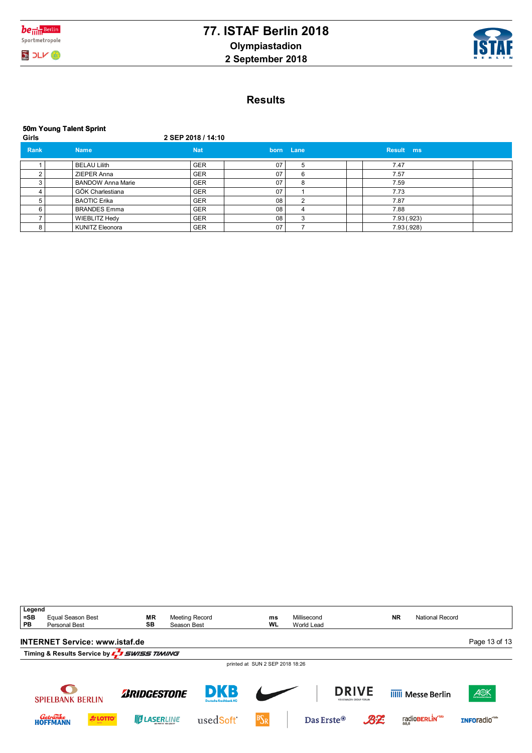# 77. ISTAF Berlin 2018

**Olympiastadion**

**2 September 2018**

## Results

**50m Young Talent Sprint**

**Girls** 2 SEP 2018 / 14:10

| Rank | Name | Nat | born | Lane | Result | ms |
|---|---|---|---|---|---|---|
| 1 | BELAU Lilith | GER | 07 | 5 | 7.47 | |
| 2 | ZIEPER Anna | GER | 07 | 6 | 7.57 | |
| 3 | BANDOW Anna Marie | GER | 07 | 8 | 7.59 | |
| 4 | GÖK Charlestiana | GER | 07 | 1 | 7.73 | |
| 5 | BAOTIC Erika | GER | 08 | 2 | 7.87 | |
| 6 | BRANDES Emma | GER | 08 | 4 | 7.88 | |
| 7 | WIEBLITZ Hedy | GER | 08 | 3 | 7.93 (.923) | |
| 8 | KUNITZ Eleonora | GER | 07 | 7 | 7.93 (.928) | |

**Legend**

| | | | | | | | |
|---|---|---|---|---|---|---|---|
| =SB | Equal Season Best | MR | Meeting Record | ms | Millisecond | NR | National Record |
| PB | Personal Best | SB | Season Best | WL | World Lead | | |

**INTERNET Service: www.istaf.de**

**Timing & Results Service by SWISS TIMING**

printed at SUN 2 SEP 2018 18:26